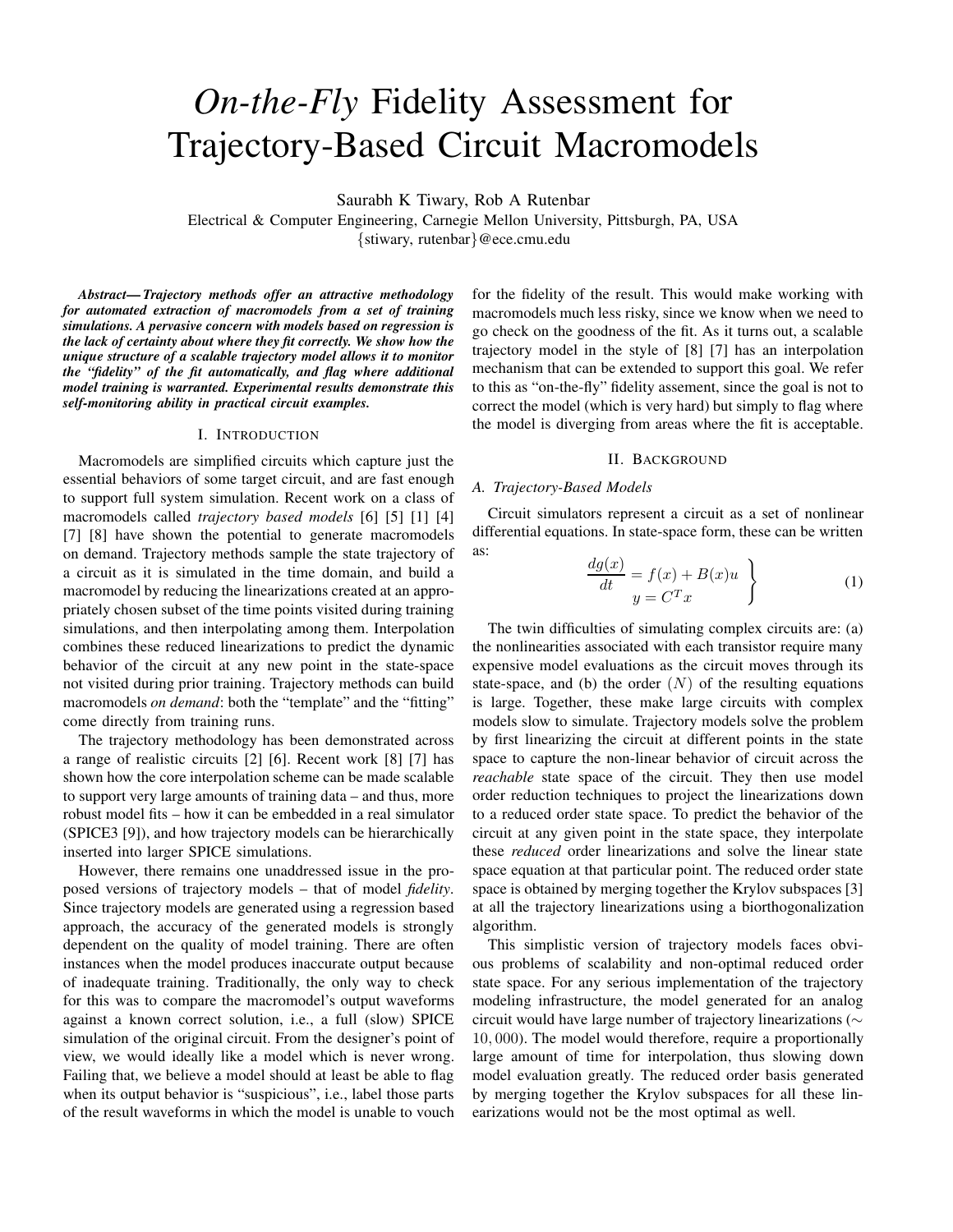# *On-the-Fly* Fidelity Assessment for Trajectory-Based Circuit Macromodels

Saurabh K Tiwary, Rob A Rutenbar

Electrical & Computer Engineering, Carnegie Mellon University, Pittsburgh, PA, USA

{stiwary, rutenbar}@ece.cmu.edu

***Abstract*— *Trajectory methods offer an attractive methodology for automated extraction of macromodels from a set of training simulations. A pervasive concern with models based on regression is the lack of certainty about where they fit correctly. We show how the unique structure of a scalable trajectory model allows it to monitor the "fidelity" of the fit automatically, and flag where additional model training is warranted. Experimental results demonstrate this self-monitoring ability in practical circuit examples.***

## I. Introduction

Macromodels are simplified circuits which capture just the essential behaviors of some target circuit, and are fast enough to support full system simulation. Recent work on a class of macromodels called *trajectory based models* [6] [5] [1] [4] [7] [8] have shown the potential to generate macromodels on demand. Trajectory methods sample the state trajectory of a circuit as it is simulated in the time domain, and build a macromodel by reducing the linearizations created at an appropriately chosen subset of the time points visited during training simulations, and then interpolating among them. Interpolation combines these reduced linearizations to predict the dynamic behavior of the circuit at any new point in the state-space not visited during prior training. Trajectory methods can build macromodels *on demand*: both the "template" and the "fitting" come directly from training runs.

The trajectory methodology has been demonstrated across a range of realistic circuits [2] [6]. Recent work [8] [7] has shown how the core interpolation scheme can be made scalable to support very large amounts of training data – and thus, more robust model fits – how it can be embedded in a real simulator (SPICE3 [9]), and how trajectory models can be hierarchically inserted into larger SPICE simulations.

However, there remains one unaddressed issue in the proposed versions of trajectory models – that of model *fidelity*. Since trajectory models are generated using a regression based approach, the accuracy of the generated models is strongly dependent on the quality of model training. There are often instances when the model produces inaccurate output because of inadequate training. Traditionally, the only way to check for this was to compare the macromodel's output waveforms against a known correct solution, i.e., a full (slow) SPICE simulation of the original circuit. From the designer's point of view, we would ideally like a model which is never wrong. Failing that, we believe a model should at least be able to flag when its output behavior is "suspicious", i.e., label those parts of the result waveforms in which the model is unable to vouch for the fidelity of the result. This would make working with macromodels much less risky, since we know when we need to go check on the goodness of the fit. As it turns out, a scalable trajectory model in the style of [8] [7] has an interpolation mechanism that can be extended to support this goal. We refer to this as "on-the-fly" fidelity assesment, since the goal is not to correct the model (which is very hard) but simply to flag where the model is diverging from areas where the fit is acceptable.

## II. Background

### *A. Trajectory-Based Models*

Circuit simulators represent a circuit as a set of nonlinear differential equations. In state-space form, these can be written as:

$$\left.\begin{aligned} \frac{dg(x)}{dt} &= f(x) + B(x)u \\ y &= C^T x \end{aligned}\right\} \qquad (1)$$

The twin difficulties of simulating complex circuits are: (a) the nonlinearities associated with each transistor require many expensive model evaluations as the circuit moves through its state-space, and (b) the order $(N)$ of the resulting equations is large. Together, these make large circuits with complex models slow to simulate. Trajectory models solve the problem by first linearizing the circuit at different points in the state space to capture the non-linear behavior of circuit across the *reachable* state space of the circuit. They then use model order reduction techniques to project the linearizations down to a reduced order state space. To predict the behavior of the circuit at any given point in the state space, they interpolate these *reduced* order linearizations and solve the linear state space equation at that particular point. The reduced order state space is obtained by merging together the Krylov subspaces [3] at all the trajectory linearizations using a biorthogonalization algorithm.

This simplistic version of trajectory models faces obvious problems of scalability and non-optimal reduced order state space. For any serious implementation of the trajectory modeling infrastructure, the model generated for an analog circuit would have large number of trajectory linearizations ($\sim 10,000$). The model would therefore, require a proportionally large amount of time for interpolation, thus slowing down model evaluation greatly. The reduced order basis generated by merging together the Krylov subspaces for all these linearizations would not be the most optimal as well.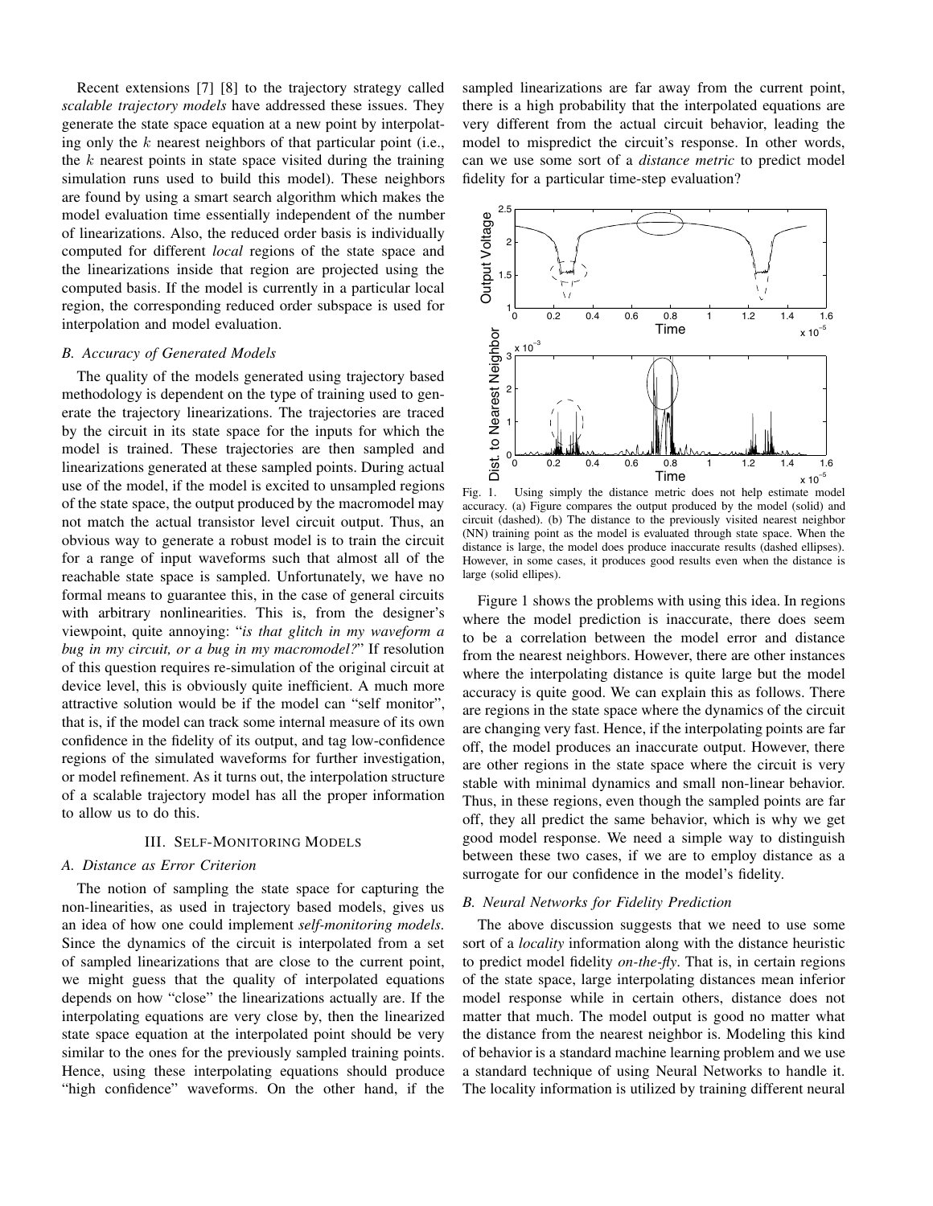Recent extensions [7] [8] to the trajectory strategy called *scalable trajectory models* have addressed these issues. They generate the state space equation at a new point by interpolating only the $k$ nearest neighbors of that particular point (i.e., the $k$ nearest points in state space visited during the training simulation runs used to build this model). These neighbors are found by using a smart search algorithm which makes the model evaluation time essentially independent of the number of linearizations. Also, the reduced order basis is individually computed for different *local* regions of the state space and the linearizations inside that region are projected using the computed basis. If the model is currently in a particular local region, the corresponding reduced order subspace is used for interpolation and model evaluation.

### B. Accuracy of Generated Models

The quality of the models generated using trajectory based methodology is dependent on the type of training used to generate the trajectory linearizations. The trajectories are traced by the circuit in its state space for the inputs for which the model is trained. These trajectories are then sampled and linearizations generated at these sampled points. During actual use of the model, if the model is excited to unsampled regions of the state space, the output produced by the macromodel may not match the actual transistor level circuit output. Thus, an obvious way to generate a robust model is to train the circuit for a range of input waveforms such that almost all of the reachable state space is sampled. Unfortunately, we have no formal means to guarantee this, in the case of general circuits with arbitrary nonlinearities. This is, from the designer's viewpoint, quite annoying: "*is that glitch in my waveform a bug in my circuit, or a bug in my macromodel?*" If resolution of this question requires re-simulation of the original circuit at device level, this is obviously quite inefficient. A much more attractive solution would be if the model can "self monitor", that is, if the model can track some internal measure of its own confidence in the fidelity of its output, and tag low-confidence regions of the simulated waveforms for further investigation, or model refinement. As it turns out, the interpolation structure of a scalable trajectory model has all the proper information to allow us to do this.

## III. Self-Monitoring Models

### A. Distance as Error Criterion

The notion of sampling the state space for capturing the non-linearities, as used in trajectory based models, gives us an idea of how one could implement *self-monitoring models*. Since the dynamics of the circuit is interpolated from a set of sampled linearizations that are close to the current point, we might guess that the quality of interpolated equations depends on how "close" the linearizations actually are. If the interpolating equations are very close by, then the linearized state space equation at the interpolated point should be very similar to the ones for the previously sampled training points. Hence, using these interpolating equations should produce "high confidence" waveforms. On the other hand, if the sampled linearizations are far away from the current point, there is a high probability that the interpolated equations are very different from the actual circuit behavior, leading the model to mispredict the circuit's response. In other words, can we use some sort of a *distance metric* to predict model fidelity for a particular time-step evaluation?

Output Voltage
2.5
2
1.5
1
0 0.2 0.4 0.6 0.8 1 1.2 1.4 1.6
Time
x 10^-5

Dist. to Nearest Neighbor
x 10^-3
3
2
1
0
0 0.2 0.4 0.6 0.8 1 1.2 1.4 1.6
Time
x 10^-5

Fig. 1. Using simply the distance metric does not help estimate model accuracy. (a) Figure compares the output produced by the model (solid) and circuit (dashed). (b) The distance to the previously visited nearest neighbor (NN) training point as the model is evaluated through state space. When the distance is large, the model does produce inaccurate results (dashed ellipses). However, in some cases, it produces good results even when the distance is large (solid ellipes).

Figure 1 shows the problems with using this idea. In regions where the model prediction is inaccurate, there does seem to be a correlation between the model error and distance from the nearest neighbors. However, there are other instances where the interpolating distance is quite large but the model accuracy is quite good. We can explain this as follows. There are regions in the state space where the dynamics of the circuit are changing very fast. Hence, if the interpolating points are far off, the model produces an inaccurate output. However, there are other regions in the state space where the circuit is very stable with minimal dynamics and small non-linear behavior. Thus, in these regions, even though the sampled points are far off, they all predict the same behavior, which is why we get good model response. We need a simple way to distinguish between these two cases, if we are to employ distance as a surrogate for our confidence in the model's fidelity.

### B. Neural Networks for Fidelity Prediction

The above discussion suggests that we need to use some sort of a *locality* information along with the distance heuristic to predict model fidelity *on-the-fly*. That is, in certain regions of the state space, large interpolating distances mean inferior model response while in certain others, distance does not matter that much. The model output is good no matter what the distance from the nearest neighbor is. Modeling this kind of behavior is a standard machine learning problem and we use a standard technique of using Neural Networks to handle it. The locality information is utilized by training different neural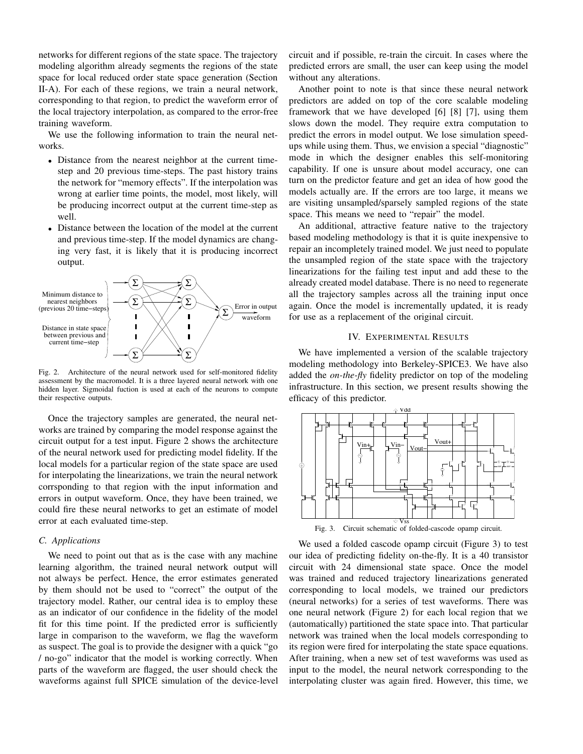networks for different regions of the state space. The trajectory modeling algorithm already segments the regions of the state space for local reduced order state space generation (Section II-A). For each of these regions, we train a neural network, corresponding to that region, to predict the waveform error of the local trajectory interpolation, as compared to the error-free training waveform.

We use the following information to train the neural networks.

- Distance from the nearest neighbor at the current time-step and 20 previous time-steps. The past history trains the network for "memory effects". If the interpolation was wrong at earlier time points, the model, most likely, will be producing incorrect output at the current time-step as well.
- Distance between the location of the model at the current and previous time-step. If the model dynamics are changing very fast, it is likely that it is producing incorrect output.

Fig. 2. Architecture of the neural network used for self-monitored fidelity assessment by the macromodel. It is a three layered neural network with one hidden layer. Sigmoidal fuction is used at each of the neurons to compute their respective outputs.

Once the trajectory samples are generated, the neural networks are trained by comparing the model response against the circuit output for a test input. Figure 2 shows the architecture of the neural network used for predicting model fidelity. If the local models for a particular region of the state space are used for interpolating the linearizations, we train the neural network corrsponding to that region with the input information and errors in output waveform. Once, they have been trained, we could fire these neural networks to get an estimate of model error at each evaluated time-step.

### C. Applications

We need to point out that as is the case with any machine learning algorithm, the trained neural network output will not always be perfect. Hence, the error estimates generated by them should not be used to "correct" the output of the trajectory model. Rather, our central idea is to employ these as an indicator of our confidence in the fidelity of the model fit for this time point. If the predicted error is sufficiently large in comparison to the waveform, we flag the waveform as suspect. The goal is to provide the designer with a quick "go / no-go" indicator that the model is working correctly. When parts of the waveform are flagged, the user should check the waveforms against full SPICE simulation of the device-level circuit and if possible, re-train the circuit. In cases where the predicted errors are small, the user can keep using the model without any alterations.

Another point to note is that since these neural network predictors are added on top of the core scalable modeling framework that we have developed [6] [8] [7], using them slows down the model. They require extra computation to predict the errors in model output. We lose simulation speed-ups while using them. Thus, we envision a special "diagnostic" mode in which the designer enables this self-monitoring capability. If one is unsure about model accuracy, one can turn on the predictor feature and get an idea of how good the models actually are. If the errors are too large, it means we are visiting unsampled/sparsely sampled regions of the state space. This means we need to "repair" the model.

An additional, attractive feature native to the trajectory based modeling methodology is that it is quite inexpensive to repair an incompletely trained model. We just need to populate the unsampled region of the state space with the trajectory linearizations for the failing test input and add these to the already created model database. There is no need to regenerate all the trajectory samples across all the training input once again. Once the model is incrementally updated, it is ready for use as a replacement of the original circuit.

## IV. Experimental Results

We have implemented a version of the scalable trajectory modeling methodology into Berkeley-SPICE3. We have also added the *on-the-fly* fidelity predictor on top of the modeling infrastructure. In this section, we present results showing the efficacy of this predictor.

Fig. 3. Circuit schematic of folded-cascode opamp circuit.

We used a folded cascode opamp circuit (Figure 3) to test our idea of predicting fidelity on-the-fly. It is a 40 transistor circuit with 24 dimensional state space. Once the model was trained and reduced trajectory linearizations generated corresponding to local models, we trained our predictors (neural networks) for a series of test waveforms. There was one neural network (Figure 2) for each local region that we (automatically) partitioned the state space into. That particular network was trained when the local models corresponding to its region were fired for interpolating the state space equations. After training, when a new set of test waveforms was used as input to the model, the neural network corresponding to the interpolating cluster was again fired. However, this time, we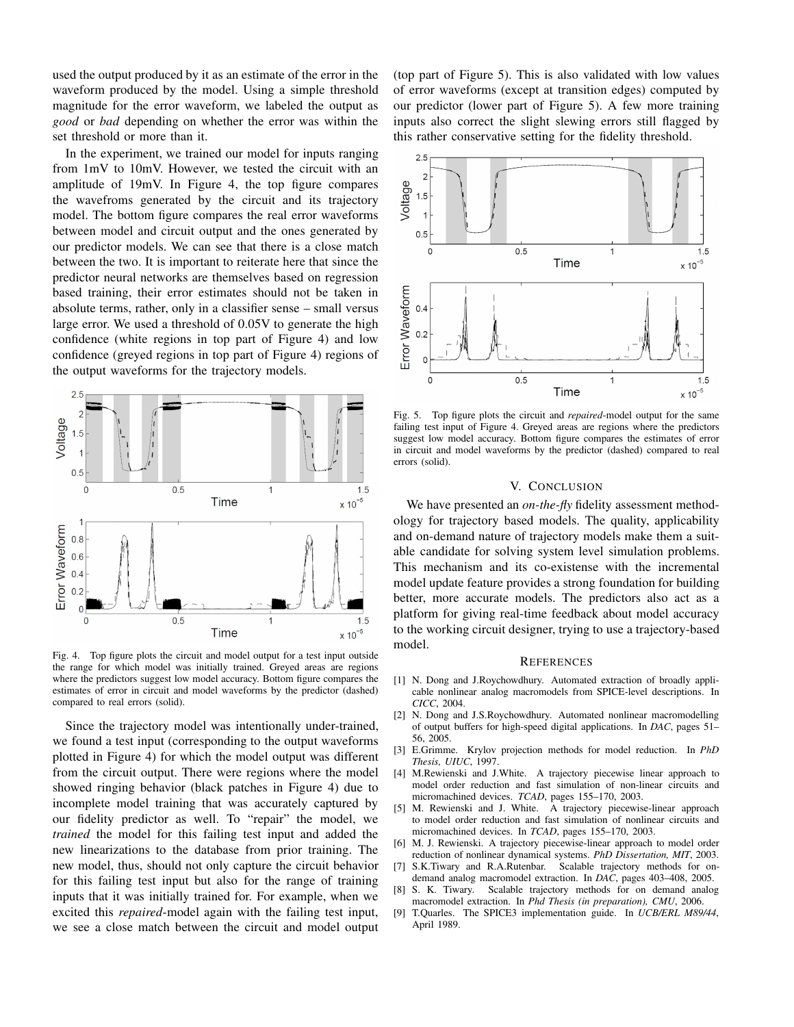used the output produced by it as an estimate of the error in the waveform produced by the model. Using a simple threshold magnitude for the error waveform, we labeled the output as *good* or *bad* depending on whether the error was within the set threshold or more than it.

In the experiment, we trained our model for inputs ranging from 1mV to 10mV. However, we tested the circuit with an amplitude of 19mV. In Figure 4, the top figure compares the wavefroms generated by the circuit and its trajectory model. The bottom figure compares the real error waveforms between model and circuit output and the ones generated by our predictor models. We can see that there is a close match between the two. It is important to reiterate here that since the predictor neural networks are themselves based on regression based training, their error estimates should not be taken in absolute terms, rather, only in a classifier sense – small versus large error. We used a threshold of 0.05V to generate the high confidence (white regions in top part of Figure 4) and low confidence (greyed regions in top part of Figure 4) regions of the output waveforms for the trajectory models.

Voltage
2.5
2
1.5
1
0.5
0
0.5
1
1.5
Time
x 10^-5

Error Waveform
1
0.8
0.6
0.4
0.2
0
0
0.5
1
1.5
Time
x 10^-5

Fig. 4. Top figure plots the circuit and model output for a test input outside the range for which model was initially trained. Greyed areas are regions where the predictors suggest low model accuracy. Bottom figure compares the estimates of error in circuit and model waveforms by the predictor (dashed) compared to real errors (solid).

Since the trajectory model was intentionally under-trained, we found a test input (corresponding to the output waveforms plotted in Figure 4) for which the model output was different from the circuit output. There were regions where the model showed ringing behavior (black patches in Figure 4) due to incomplete model training that was accurately captured by our fidelity predictor as well. To "repair" the model, we *trained* the model for this failing test input and added the new linearizations to the database from prior training. The new model, thus, should not only capture the circuit behavior for this failing test input but also for the range of training inputs that it was initially trained for. For example, when we excited this *repaired*-model again with the failing test input, we see a close match between the circuit and model output (top part of Figure 5). This is also validated with low values of error waveforms (except at transition edges) computed by our predictor (lower part of Figure 5). A few more training inputs also correct the slight slewing errors still flagged by this rather conservative setting for the fidelity threshold.

Voltage
2.5
2
1.5
1
0.5
0
0.5
1
1.5
Time
x 10^-5

Error Waveform
0.4
0.2
0
0
0.5
1
1.5
Time
x 10^-5

Fig. 5. Top figure plots the circuit and *repaired*-model output for the same failing test input of Figure 4. Greyed areas are regions where the predictors suggest low model accuracy. Bottom figure compares the estimates of error in circuit and model waveforms by the predictor (dashed) compared to real errors (solid).

## V. Conclusion

We have presented an *on-the-fly* fidelity assessment methodology for trajectory based models. The quality, applicability and on-demand nature of trajectory models make them a suitable candidate for solving system level simulation problems. This mechanism and its co-existense with the incremental model update feature provides a strong foundation for building better, more accurate models. The predictors also act as a platform for giving real-time feedback about model accuracy to the working circuit designer, trying to use a trajectory-based model.

## References

[1] N. Dong and J.Roychowdhury. Automated extraction of broadly applicable nonlinear analog macromodels from SPICE-level descriptions. In *CICC*, 2004.

[2] N. Dong and J.S.Roychowdhury. Automated nonlinear macromodelling of output buffers for high-speed digital applications. In *DAC*, pages 51–56, 2005.

[3] E.Grimme. Krylov projection methods for model reduction. In *PhD Thesis, UIUC*, 1997.

[4] M.Rewienski and J.White. A trajectory piecewise linear approach to model order reduction and fast simulation of non-linear circuits and micromachined devices. *TCAD*, pages 155–170, 2003.

[5] M. Rewienski and J. White. A trajectory piecewise-linear approach to model order reduction and fast simulation of nonlinear circuits and micromachined devices. In *TCAD*, pages 155–170, 2003.

[6] M. J. Rewienski. A trajectory piecewise-linear approach to model order reduction of nonlinear dynamical systems. *PhD Dissertation, MIT*, 2003.

[7] S.K.Tiwary and R.A.Rutenbar. Scalable trajectory methods for on-demand analog macromodel extraction. In *DAC*, pages 403–408, 2005.

[8] S. K. Tiwary. Scalable trajectory methods for on demand analog macromodel extraction. In *Phd Thesis (in preparation), CMU*, 2006.

[9] T.Quarles. The SPICE3 implementation guide. In *UCB/ERL M89/44*, April 1989.